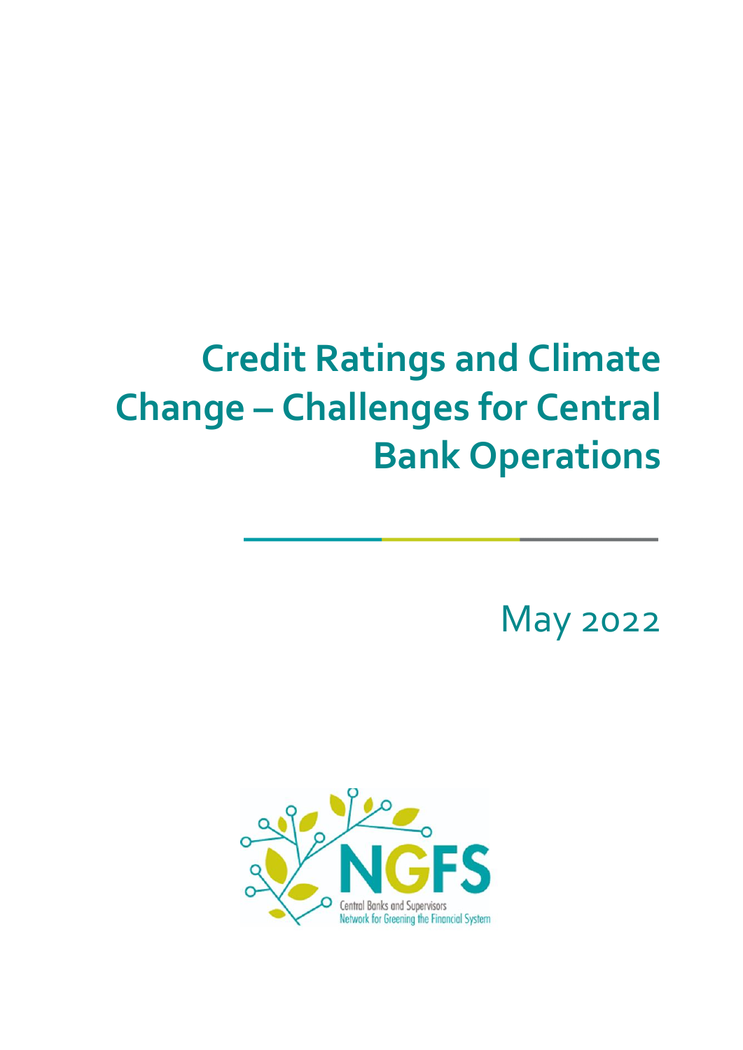# Credit Ratings and Climate Change – Challenges for Central Bank Operations

May 2022

NGFS

Central Banks and Supervisors Network for Greening the Financial System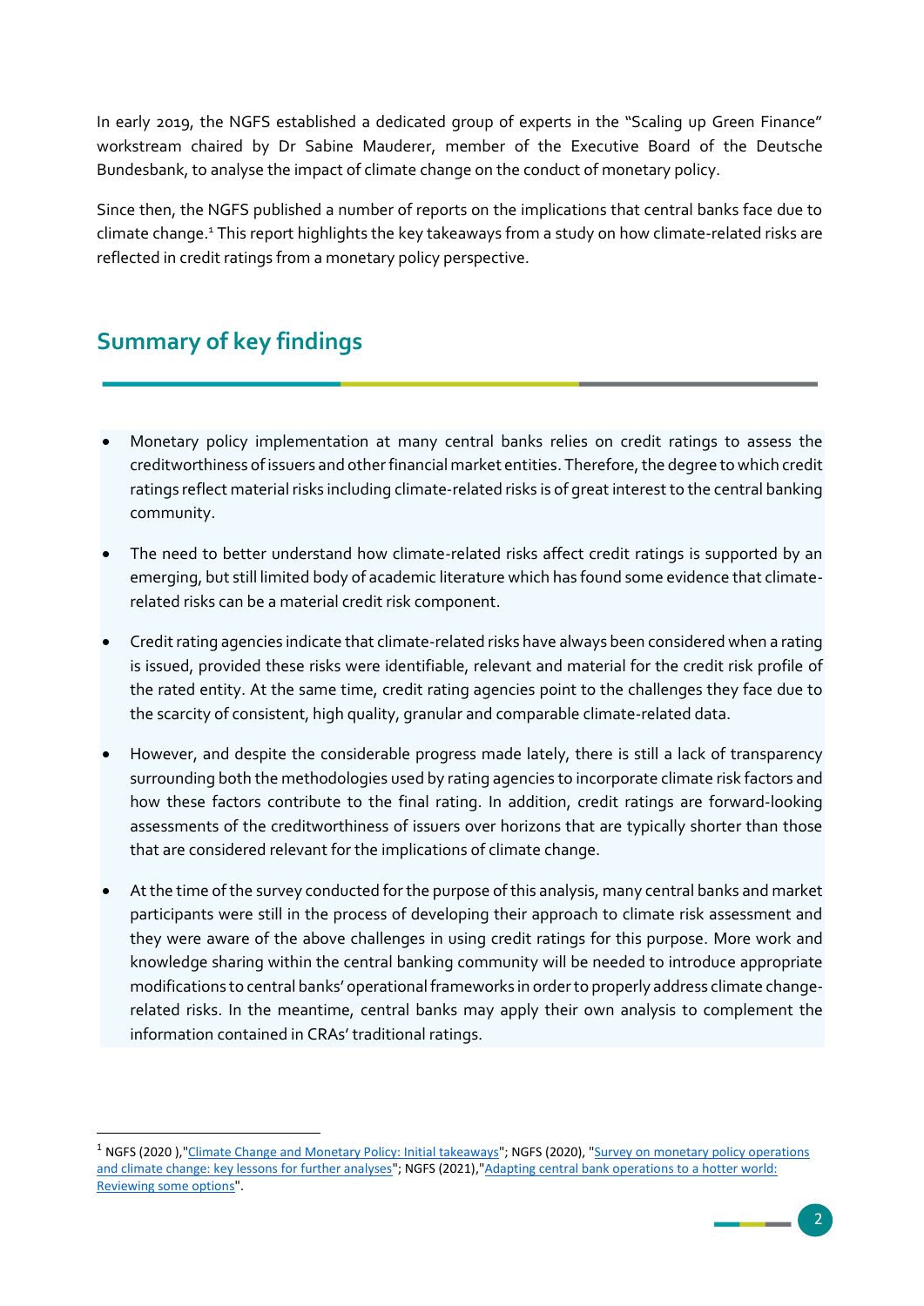In early 2019, the NGFS established a dedicated group of experts in the "Scaling up Green Finance" workstream chaired by Dr Sabine Mauderer, member of the Executive Board of the Deutsche Bundesbank, to analyse the impact of climate change on the conduct of monetary policy.

Since then, the NGFS published a number of reports on the implications that central banks face due to climate change.[1] This report highlights the key takeaways from a study on how climate-related risks are reflected in credit ratings from a monetary policy perspective.

## Summary of key findings

- Monetary policy implementation at many central banks relies on credit ratings to assess the creditworthiness of issuers and other financial market entities. Therefore, the degree to which credit ratings reflect material risks including climate-related risks is of great interest to the central banking community.
- The need to better understand how climate-related risks affect credit ratings is supported by an emerging, but still limited body of academic literature which has found some evidence that climate-related risks can be a material credit risk component.
- Credit rating agencies indicate that climate-related risks have always been considered when a rating is issued, provided these risks were identifiable, relevant and material for the credit risk profile of the rated entity. At the same time, credit rating agencies point to the challenges they face due to the scarcity of consistent, high quality, granular and comparable climate-related data.
- However, and despite the considerable progress made lately, there is still a lack of transparency surrounding both the methodologies used by rating agencies to incorporate climate risk factors and how these factors contribute to the final rating. In addition, credit ratings are forward-looking assessments of the creditworthiness of issuers over horizons that are typically shorter than those that are considered relevant for the implications of climate change.
- At the time of the survey conducted for the purpose of this analysis, many central banks and market participants were still in the process of developing their approach to climate risk assessment and they were aware of the above challenges in using credit ratings for this purpose. More work and knowledge sharing within the central banking community will be needed to introduce appropriate modifications to central banks' operational frameworks in order to properly address climate change-related risks. In the meantime, central banks may apply their own analysis to complement the information contained in CRAs' traditional ratings.

---

[1] NGFS (2020 ),"Climate Change and Monetary Policy: Initial takeaways"; NGFS (2020), "Survey on monetary policy operations and climate change: key lessons for further analyses"; NGFS (2021),"Adapting central bank operations to a hotter world: Reviewing some options".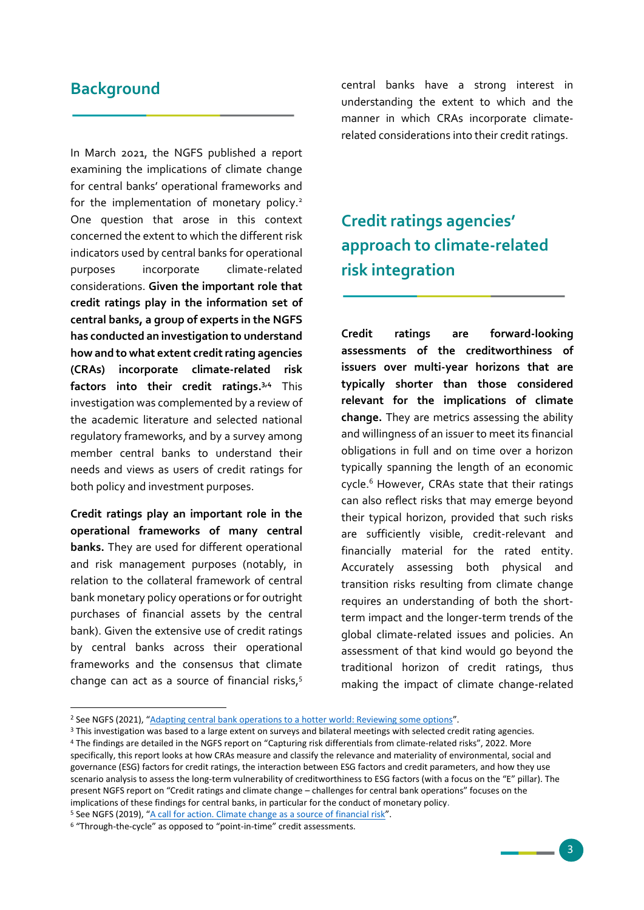## Background

In March 2021, the NGFS published a report examining the implications of climate change for central banks' operational frameworks and for the implementation of monetary policy.[2] One question that arose in this context concerned the extent to which the different risk indicators used by central banks for operational purposes incorporate climate-related considerations. **Given the important role that credit ratings play in the information set of central banks, a group of experts in the NGFS has conducted an investigation to understand how and to what extent credit rating agencies (CRAs) incorporate climate-related risk factors into their credit ratings.**[3,4] This investigation was complemented by a review of the academic literature and selected national regulatory frameworks, and by a survey among member central banks to understand their needs and views as users of credit ratings for both policy and investment purposes.

**Credit ratings play an important role in the operational frameworks of many central banks.** They are used for different operational and risk management purposes (notably, in relation to the collateral framework of central bank monetary policy operations or for outright purchases of financial assets by the central bank). Given the extensive use of credit ratings by central banks across their operational frameworks and the consensus that climate change can act as a source of financial risks,[5] central banks have a strong interest in understanding the extent to which and the manner in which CRAs incorporate climate-related considerations into their credit ratings.

## Credit ratings agencies' approach to climate-related risk integration

**Credit ratings are forward-looking assessments of the creditworthiness of issuers over multi-year horizons that are typically shorter than those considered relevant for the implications of climate change.** They are metrics assessing the ability and willingness of an issuer to meet its financial obligations in full and on time over a horizon typically spanning the length of an economic cycle.[6] However, CRAs state that their ratings can also reflect risks that may emerge beyond their typical horizon, provided that such risks are sufficiently visible, credit-relevant and financially material for the rated entity. Accurately assessing both physical and transition risks resulting from climate change requires an understanding of both the short-term impact and the longer-term trends of the global climate-related issues and policies. An assessment of that kind would go beyond the traditional horizon of credit ratings, thus making the impact of climate change-related

---

[2] See NGFS (2021), "[Adapting central bank operations to a hotter world: Reviewing some options](#)".

[3] This investigation was based to a large extent on surveys and bilateral meetings with selected credit rating agencies.

[4] The findings are detailed in the NGFS report on "Capturing risk differentials from climate-related risks", 2022. More specifically, this report looks at how CRAs measure and classify the relevance and materiality of environmental, social and governance (ESG) factors for credit ratings, the interaction between ESG factors and credit parameters, and how they use scenario analysis to assess the long-term vulnerability of creditworthiness to ESG factors (with a focus on the "E" pillar). The present NGFS report on "Credit ratings and climate change – challenges for central bank operations" focuses on the implications of these findings for central banks, in particular for the conduct of monetary policy.

[5] See NGFS (2019), "[A call for action. Climate change as a source of financial risk](#)".

[6] "Through-the-cycle" as opposed to "point-in-time" credit assessments.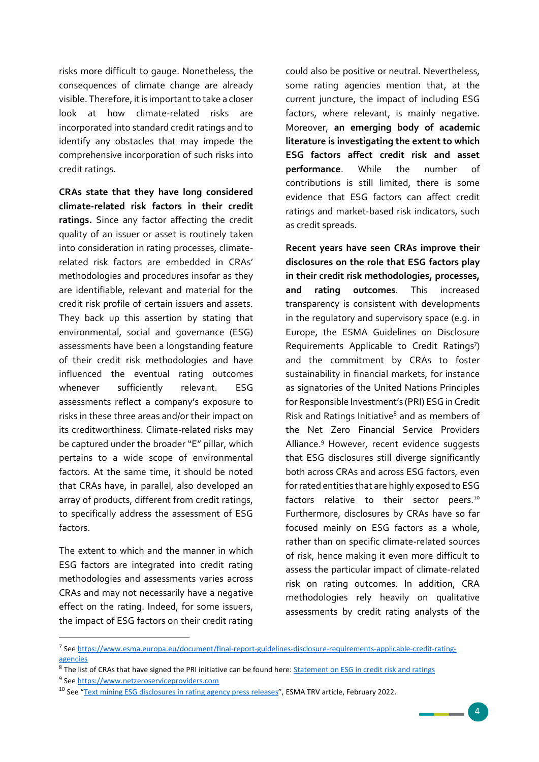risks more difficult to gauge. Nonetheless, the consequences of climate change are already visible. Therefore, it is important to take a closer look at how climate-related risks are incorporated into standard credit ratings and to identify any obstacles that may impede the comprehensive incorporation of such risks into credit ratings.

**CRAs state that they have long considered climate-related risk factors in their credit ratings.** Since any factor affecting the credit quality of an issuer or asset is routinely taken into consideration in rating processes, climate-related risk factors are embedded in CRAs' methodologies and procedures insofar as they are identifiable, relevant and material for the credit risk profile of certain issuers and assets. They back up this assertion by stating that environmental, social and governance (ESG) assessments have been a longstanding feature of their credit risk methodologies and have influenced the eventual rating outcomes whenever sufficiently relevant. ESG assessments reflect a company's exposure to risks in these three areas and/or their impact on its creditworthiness. Climate-related risks may be captured under the broader "E" pillar, which pertains to a wide scope of environmental factors. At the same time, it should be noted that CRAs have, in parallel, also developed an array of products, different from credit ratings, to specifically address the assessment of ESG factors.

The extent to which and the manner in which ESG factors are integrated into credit rating methodologies and assessments varies across CRAs and may not necessarily have a negative effect on the rating. Indeed, for some issuers, the impact of ESG factors on their credit rating could also be positive or neutral. Nevertheless, some rating agencies mention that, at the current juncture, the impact of including ESG factors, where relevant, is mainly negative. Moreover, **an emerging body of academic literature is investigating the extent to which ESG factors affect credit risk and asset performance**. While the number of contributions is still limited, there is some evidence that ESG factors can affect credit ratings and market-based risk indicators, such as credit spreads.

**Recent years have seen CRAs improve their disclosures on the role that ESG factors play in their credit risk methodologies, processes, and rating outcomes**. This increased transparency is consistent with developments in the regulatory and supervisory space (e.g. in Europe, the ESMA Guidelines on Disclosure Requirements Applicable to Credit Ratings[7]) and the commitment by CRAs to foster sustainability in financial markets, for instance as signatories of the United Nations Principles for Responsible Investment's (PRI) ESG in Credit Risk and Ratings Initiative[8] and as members of the Net Zero Financial Service Providers Alliance.[9] However, recent evidence suggests that ESG disclosures still diverge significantly both across CRAs and across ESG factors, even for rated entities that are highly exposed to ESG factors relative to their sector peers.[10] Furthermore, disclosures by CRAs have so far focused mainly on ESG factors as a whole, rather than on specific climate-related sources of risk, hence making it even more difficult to assess the particular impact of climate-related risk on rating outcomes. In addition, CRA methodologies rely heavily on qualitative assessments by credit rating analysts of the

---

[7] See https://www.esma.europa.eu/document/final-report-guidelines-disclosure-requirements-applicable-credit-rating-agencies

[8] The list of CRAs that have signed the PRI initiative can be found here: Statement on ESG in credit risk and ratings

[9] See https://www.netzeroserviceproviders.com

[10] See "Text mining ESG disclosures in rating agency press releases", ESMA TRV article, February 2022.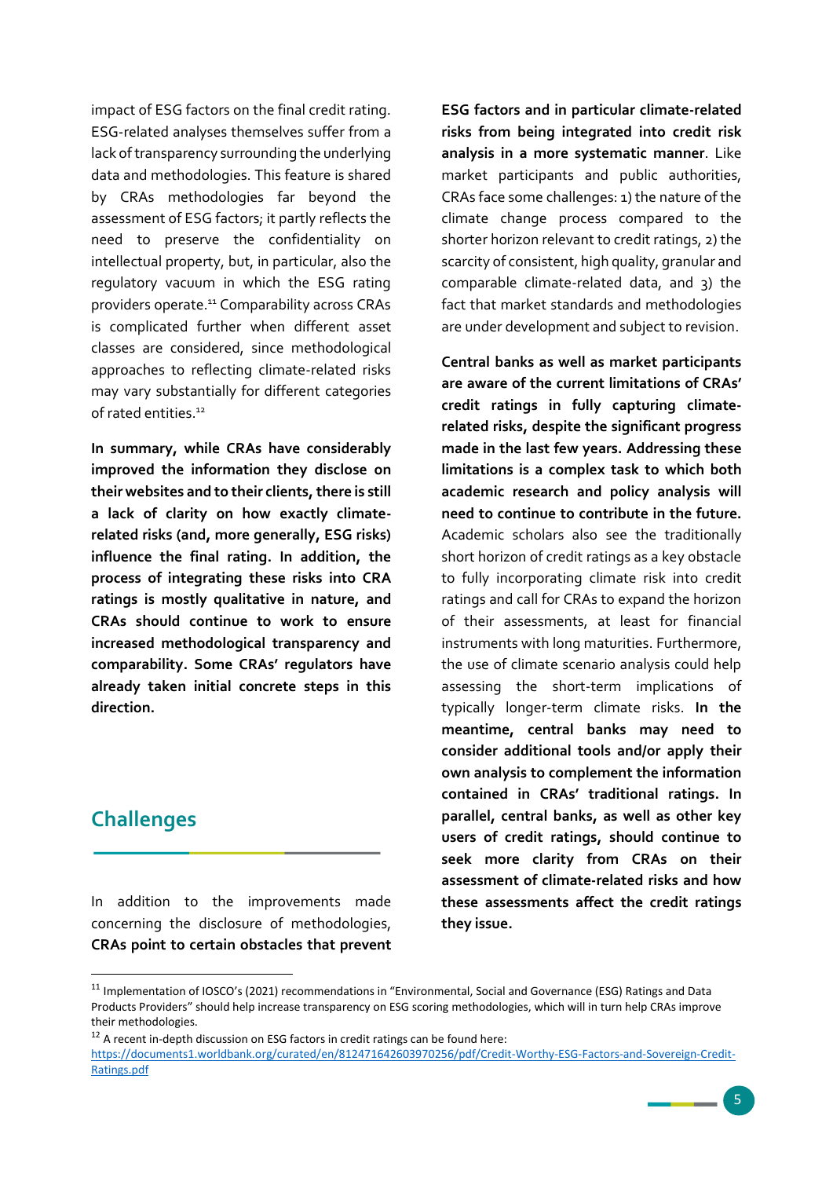impact of ESG factors on the final credit rating. ESG-related analyses themselves suffer from a lack of transparency surrounding the underlying data and methodologies. This feature is shared by CRAs methodologies far beyond the assessment of ESG factors; it partly reflects the need to preserve the confidentiality on intellectual property, but, in particular, also the regulatory vacuum in which the ESG rating providers operate.[11] Comparability across CRAs is complicated further when different asset classes are considered, since methodological approaches to reflecting climate-related risks may vary substantially for different categories of rated entities.[12]

**In summary, while CRAs have considerably improved the information they disclose on their websites and to their clients, there is still a lack of clarity on how exactly climate-related risks (and, more generally, ESG risks) influence the final rating. In addition, the process of integrating these risks into CRA ratings is mostly qualitative in nature, and CRAs should continue to work to ensure increased methodological transparency and comparability. Some CRAs' regulators have already taken initial concrete steps in this direction.**

## Challenges

In addition to the improvements made concerning the disclosure of methodologies, **CRAs point to certain obstacles that prevent ESG factors and in particular climate-related risks from being integrated into credit risk analysis in a more systematic manner**. Like market participants and public authorities, CRAs face some challenges: 1) the nature of the climate change process compared to the shorter horizon relevant to credit ratings, 2) the scarcity of consistent, high quality, granular and comparable climate-related data, and 3) the fact that market standards and methodologies are under development and subject to revision.

**Central banks as well as market participants are aware of the current limitations of CRAs' credit ratings in fully capturing climate-related risks, despite the significant progress made in the last few years. Addressing these limitations is a complex task to which both academic research and policy analysis will need to continue to contribute in the future.** Academic scholars also see the traditionally short horizon of credit ratings as a key obstacle to fully incorporating climate risk into credit ratings and call for CRAs to expand the horizon of their assessments, at least for financial instruments with long maturities. Furthermore, the use of climate scenario analysis could help assessing the short-term implications of typically longer-term climate risks. **In the meantime, central banks may need to consider additional tools and/or apply their own analysis to complement the information contained in CRAs' traditional ratings. In parallel, central banks, as well as other key users of credit ratings, should continue to seek more clarity from CRAs on their assessment of climate-related risks and how these assessments affect the credit ratings they issue.**

---

[11] Implementation of IOSCO's (2021) recommendations in "Environmental, Social and Governance (ESG) Ratings and Data Products Providers" should help increase transparency on ESG scoring methodologies, which will in turn help CRAs improve their methodologies.

[12] A recent in-depth discussion on ESG factors in credit ratings can be found here: https://documents1.worldbank.org/curated/en/812471642603970256/pdf/Credit-Worthy-ESG-Factors-and-Sovereign-Credit-Ratings.pdf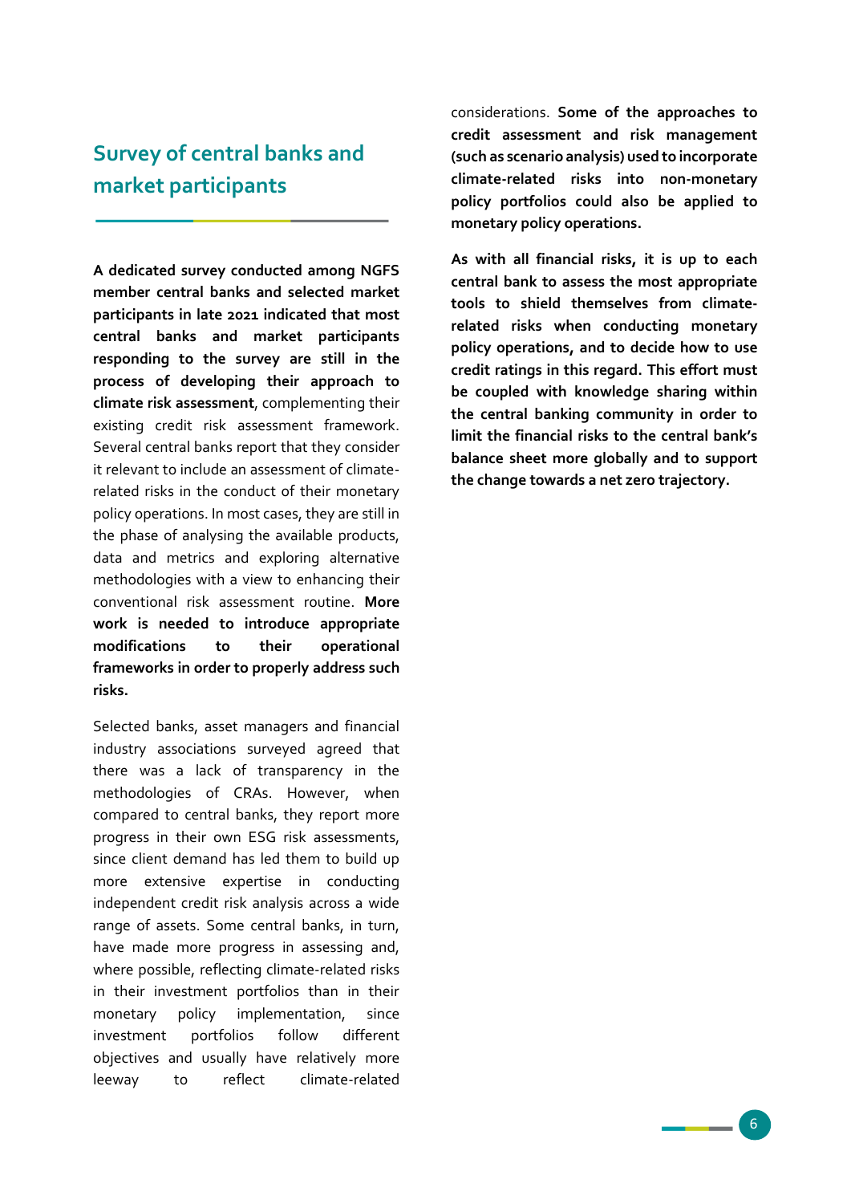## Survey of central banks and market participants

**A dedicated survey conducted among NGFS member central banks and selected market participants in late 2021 indicated that most central banks and market participants responding to the survey are still in the process of developing their approach to climate risk assessment**, complementing their existing credit risk assessment framework. Several central banks report that they consider it relevant to include an assessment of climate-related risks in the conduct of their monetary policy operations. In most cases, they are still in the phase of analysing the available products, data and metrics and exploring alternative methodologies with a view to enhancing their conventional risk assessment routine. **More work is needed to introduce appropriate modifications to their operational frameworks in order to properly address such risks.**

Selected banks, asset managers and financial industry associations surveyed agreed that there was a lack of transparency in the methodologies of CRAs. However, when compared to central banks, they report more progress in their own ESG risk assessments, since client demand has led them to build up more extensive expertise in conducting independent credit risk analysis across a wide range of assets. Some central banks, in turn, have made more progress in assessing and, where possible, reflecting climate-related risks in their investment portfolios than in their monetary policy implementation, since investment portfolios follow different objectives and usually have relatively more leeway to reflect climate-related considerations. **Some of the approaches to credit assessment and risk management (such as scenario analysis) used to incorporate climate-related risks into non-monetary policy portfolios could also be applied to monetary policy operations.**

**As with all financial risks, it is up to each central bank to assess the most appropriate tools to shield themselves from climate-related risks when conducting monetary policy operations, and to decide how to use credit ratings in this regard. This effort must be coupled with knowledge sharing within the central banking community in order to limit the financial risks to the central bank's balance sheet more globally and to support the change towards a net zero trajectory.**